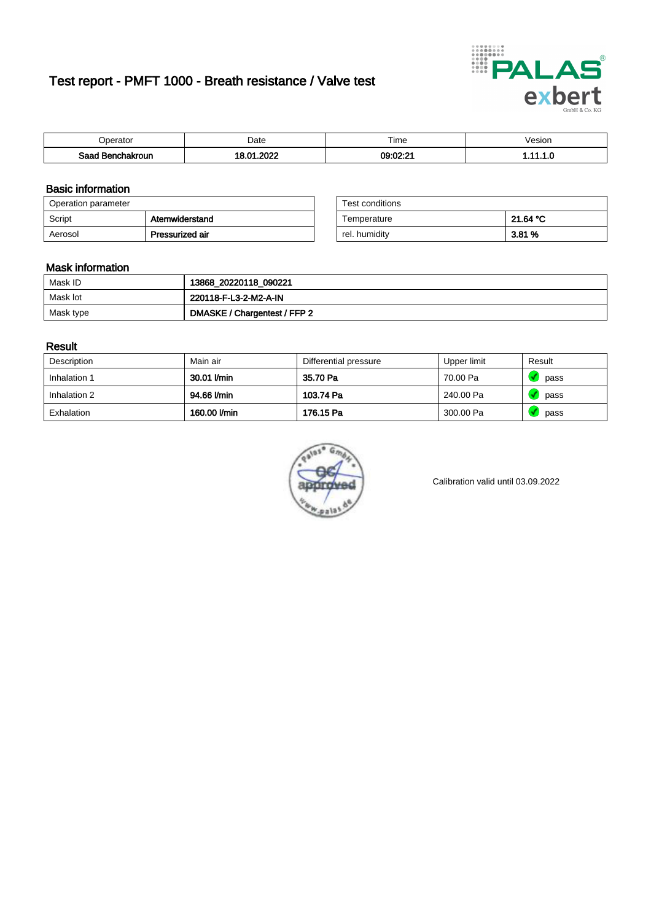# Test report - PMFT 1000 - Breath resistance / Valve test

| Operator | Date | Time | Vesion |
|---|---|---|---|
| **Saad Benchakroun** | **18.01.2022** | **09:02:21** | **1.11.1.0** |

## Basic information

| Operation parameter | |
|---|---|
| Script | **Atemwiderstand** |
| Aerosol | **Pressurized air** |

| Test conditions | |
|---|---|
| Temperature | **21.64 °C** |
| rel. humidity | **3.81 %** |

## Mask information

| | |
|---|---|
| Mask ID | **13868_20220118_090221** |
| Mask lot | **220118-F-L3-2-M2-A-IN** |
| Mask type | **DMASKE / Chargentest / FFP 2** |

## Result

| Description | Main air | Differential pressure | Upper limit | Result |
|---|---|---|---|---|
| Inhalation 1 | **30.01 l/min** | **35.70 Pa** | 70.00 Pa | pass |
| Inhalation 2 | **94.66 l/min** | **103.74 Pa** | 240.00 Pa | pass |
| Exhalation | **160.00 l/min** | **176.15 Pa** | 300.00 Pa | pass |

Calibration valid until 03.09.2022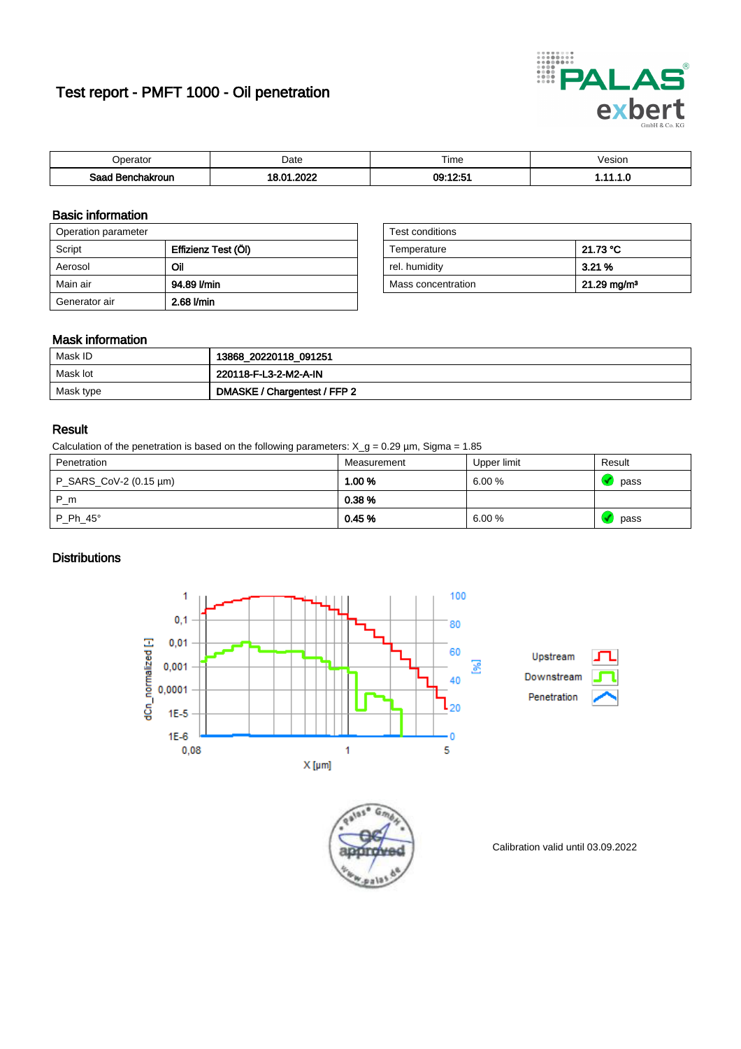# Test report - PMFT 1000 - Oil penetration

| Operator | Date | Time | Vesion |
|---|---|---|---|
| Saad Benchakroun | 18.01.2022 | 09:12:51 | 1.11.1.0 |

## Basic information

| Operation parameter | |
|---|---|
| Script | Effizienz Test (Öl) |
| Aerosol | Oil |
| Main air | 94.89 l/min |
| Generator air | 2.68 l/min |

| Test conditions | |
|---|---|
| Temperature | 21.73 °C |
| rel. humidity | 3.21 % |
| Mass concentration | 21.29 mg/m³ |

## Mask information

| | |
|---|---|
| Mask ID | 13868_20220118_091251 |
| Mask lot | 220118-F-L3-2-M2-A-IN |
| Mask type | DMASKE / Chargentest / FFP 2 |

## Result

Calculation of the penetration is based on the following parameters: X_g = 0.29 µm, Sigma = 1.85

| Penetration | Measurement | Upper limit | Result |
|---|---|---|---|
| P_SARS_CoV-2 (0.15 µm) | 1.00 % | 6.00 % | pass |
| P_m | 0.38 % | | |
| P_Ph_45° | 0.45 % | 6.00 % | pass |

## Distributions

dCn_normalized [-]
1
0,1
0,01
0,001
0,0001
1E-5
1E-6
0,08
1
5
X [µm]
100
80
60
40
20
0
[%]
Upstream
Downstream
Penetration

Calibration valid until 03.09.2022